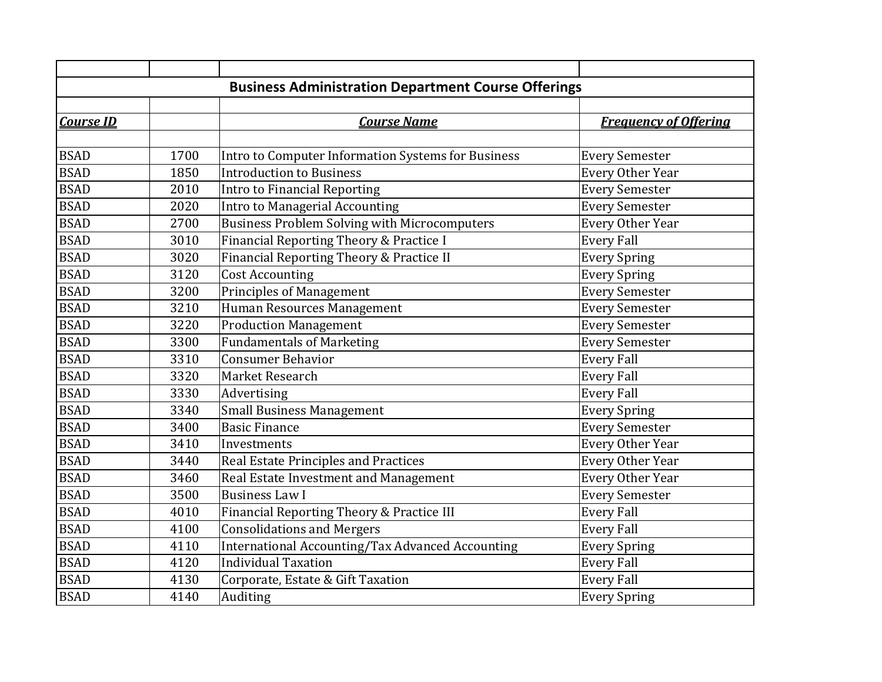## Business Administration Department Course Offerings

| ***Course ID*** | | ***Course Name*** | ***Frequency of Offering*** |
|---|---|---|---|
| BSAD | 1700 | Intro to Computer Information Systems for Business | Every Semester |
| BSAD | 1850 | Introduction to Business | Every Other Year |
| BSAD | 2010 | Intro to Financial Reporting | Every Semester |
| BSAD | 2020 | Intro to Managerial Accounting | Every Semester |
| BSAD | 2700 | Business Problem Solving with Microcomputers | Every Other Year |
| BSAD | 3010 | Financial Reporting Theory & Practice I | Every Fall |
| BSAD | 3020 | Financial Reporting Theory & Practice II | Every Spring |
| BSAD | 3120 | Cost Accounting | Every Spring |
| BSAD | 3200 | Principles of Management | Every Semester |
| BSAD | 3210 | Human Resources Management | Every Semester |
| BSAD | 3220 | Production Management | Every Semester |
| BSAD | 3300 | Fundamentals of Marketing | Every Semester |
| BSAD | 3310 | Consumer Behavior | Every Fall |
| BSAD | 3320 | Market Research | Every Fall |
| BSAD | 3330 | Advertising | Every Fall |
| BSAD | 3340 | Small Business Management | Every Spring |
| BSAD | 3400 | Basic Finance | Every Semester |
| BSAD | 3410 | Investments | Every Other Year |
| BSAD | 3440 | Real Estate Principles and Practices | Every Other Year |
| BSAD | 3460 | Real Estate Investment and Management | Every Other Year |
| BSAD | 3500 | Business Law I | Every Semester |
| BSAD | 4010 | Financial Reporting Theory & Practice III | Every Fall |
| BSAD | 4100 | Consolidations and Mergers | Every Fall |
| BSAD | 4110 | International Accounting/Tax Advanced Accounting | Every Spring |
| BSAD | 4120 | Individual Taxation | Every Fall |
| BSAD | 4130 | Corporate, Estate & Gift Taxation | Every Fall |
| BSAD | 4140 | Auditing | Every Spring |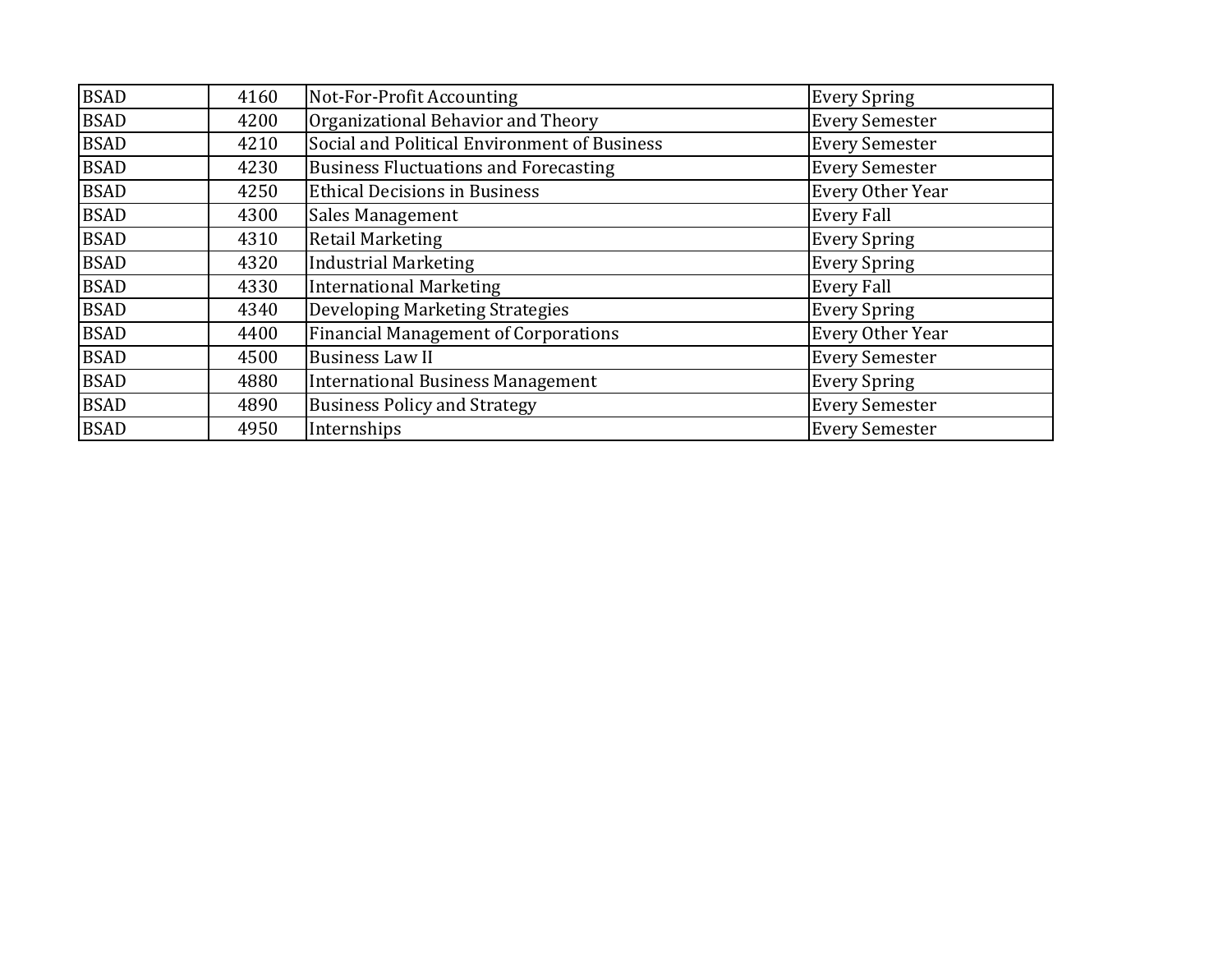| | | | |
|---|---|---|---|
| BSAD | 4160 | Not-For-Profit Accounting | Every Spring |
| BSAD | 4200 | Organizational Behavior and Theory | Every Semester |
| BSAD | 4210 | Social and Political Environment of Business | Every Semester |
| BSAD | 4230 | Business Fluctuations and Forecasting | Every Semester |
| BSAD | 4250 | Ethical Decisions in Business | Every Other Year |
| BSAD | 4300 | Sales Management | Every Fall |
| BSAD | 4310 | Retail Marketing | Every Spring |
| BSAD | 4320 | Industrial Marketing | Every Spring |
| BSAD | 4330 | International Marketing | Every Fall |
| BSAD | 4340 | Developing Marketing Strategies | Every Spring |
| BSAD | 4400 | Financial Management of Corporations | Every Other Year |
| BSAD | 4500 | Business Law II | Every Semester |
| BSAD | 4880 | International Business Management | Every Spring |
| BSAD | 4890 | Business Policy and Strategy | Every Semester |
| BSAD | 4950 | Internships | Every Semester |